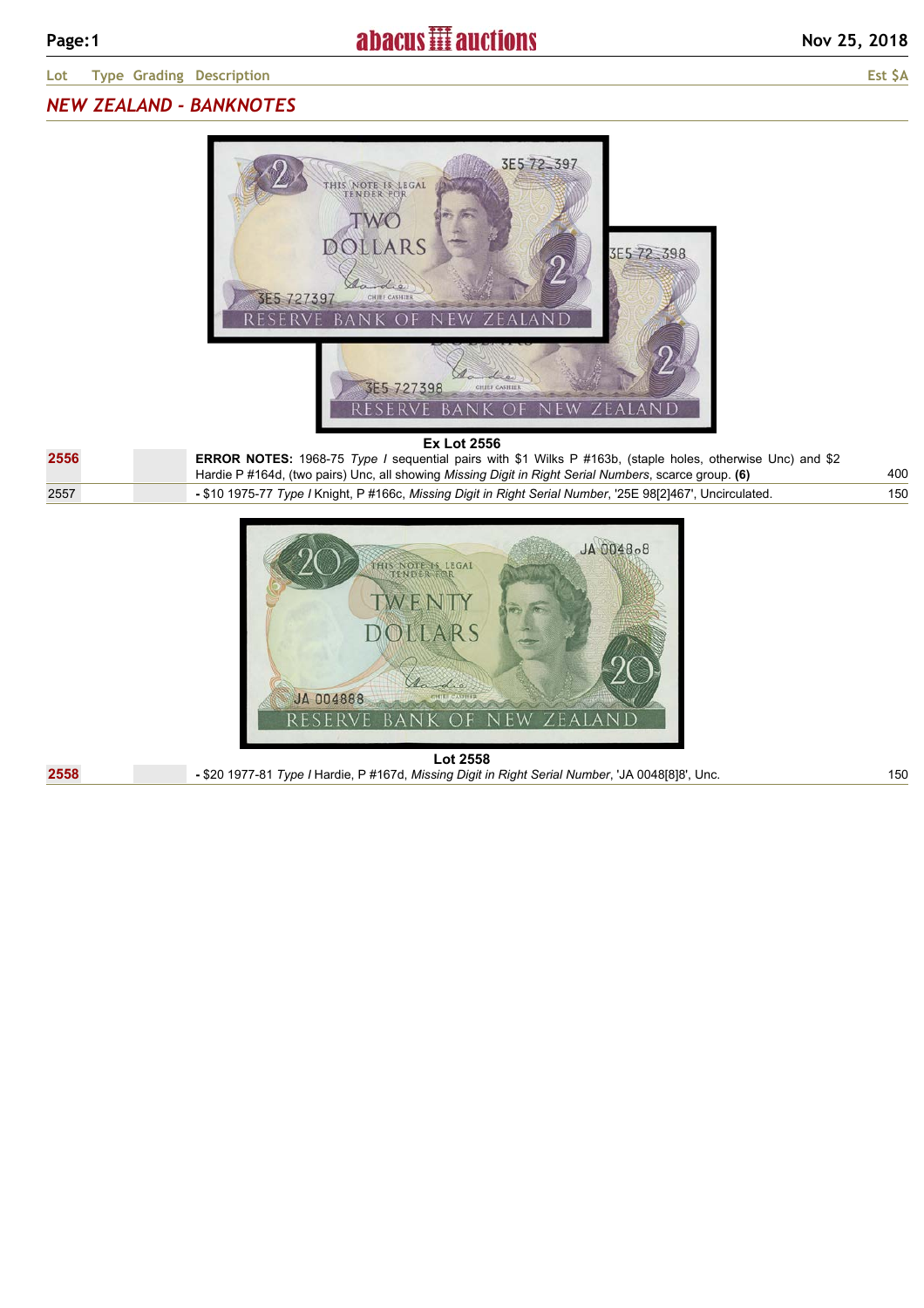## NEW ZEALAND - BANKNOTES

Ex Lot 2556

| Lot | Type | Grading | Description | Est $A |
|---|---|---|---|---|
| 2556 | | | **ERROR NOTES:** 1968-75 *Type I* sequential pairs with $1 Wilks P #163b, (staple holes, otherwise Unc) and $2 Hardie P #164d, (two pairs) Unc, all showing *Missing Digit in Right Serial Numbers*, scarce group. **(6)** | 400 |
| 2557 | | | **-** $10 1975-77 *Type I* Knight, P #166c, *Missing Digit in Right Serial Number*, '25E 98[2]467', Uncirculated. | 150 |

Lot 2558

| Lot | Type | Grading | Description | Est $A |
|---|---|---|---|---|
| 2558 | | | **-** $20 1977-81 *Type I* Hardie, P #167d, *Missing Digit in Right Serial Number*, 'JA 0048[8]8', Unc. | 150 |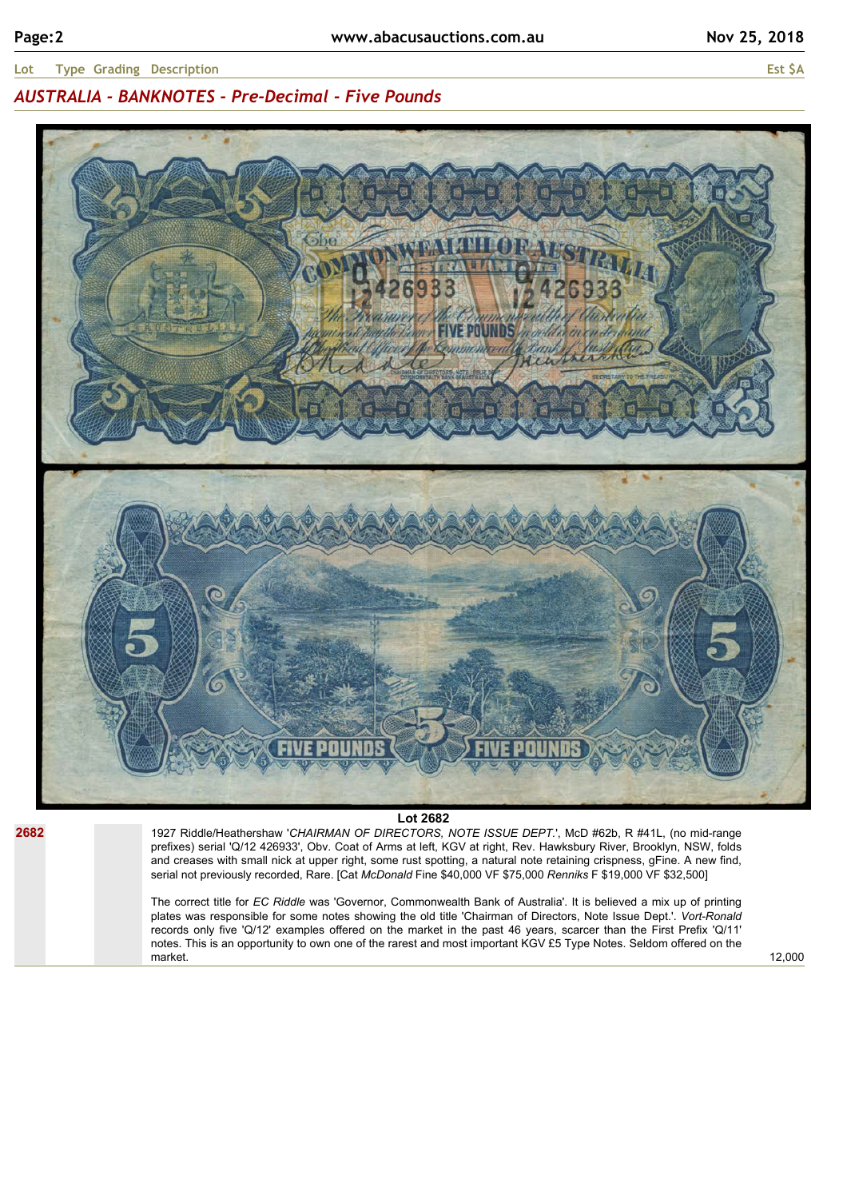| Lot | Type | Grading | Description | Est $A |
|---|---|---|---|---|

## *AUSTRALIA - BANKNOTES - Pre-Decimal - Five Pounds*

**Lot 2682**

**2682** 1927 Riddle/Heathershaw '*CHAIRMAN OF DIRECTORS, NOTE ISSUE DEPT.*', McD #62b, R #41L, (no mid-range prefixes) serial 'Q/12 426933', Obv. Coat of Arms at left, KGV at right, Rev. Hawksbury River, Brooklyn, NSW, folds and creases with small nick at upper right, some rust spotting, a natural note retaining crispness, gFine. A new find, serial not previously recorded, Rare. [Cat *McDonald* Fine $40,000 VF $75,000 *Renniks* F $19,000 VF $32,500]

The correct title for *EC Riddle* was 'Governor, Commonwealth Bank of Australia'. It is believed a mix up of printing plates was responsible for some notes showing the old title 'Chairman of Directors, Note Issue Dept.'. *Vort-Ronald* records only five 'Q/12' examples offered on the market in the past 46 years, scarcer than the First Prefix 'Q/11' notes. This is an opportunity to own one of the rarest and most important KGV £5 Type Notes. Seldom offered on the market. — 12,000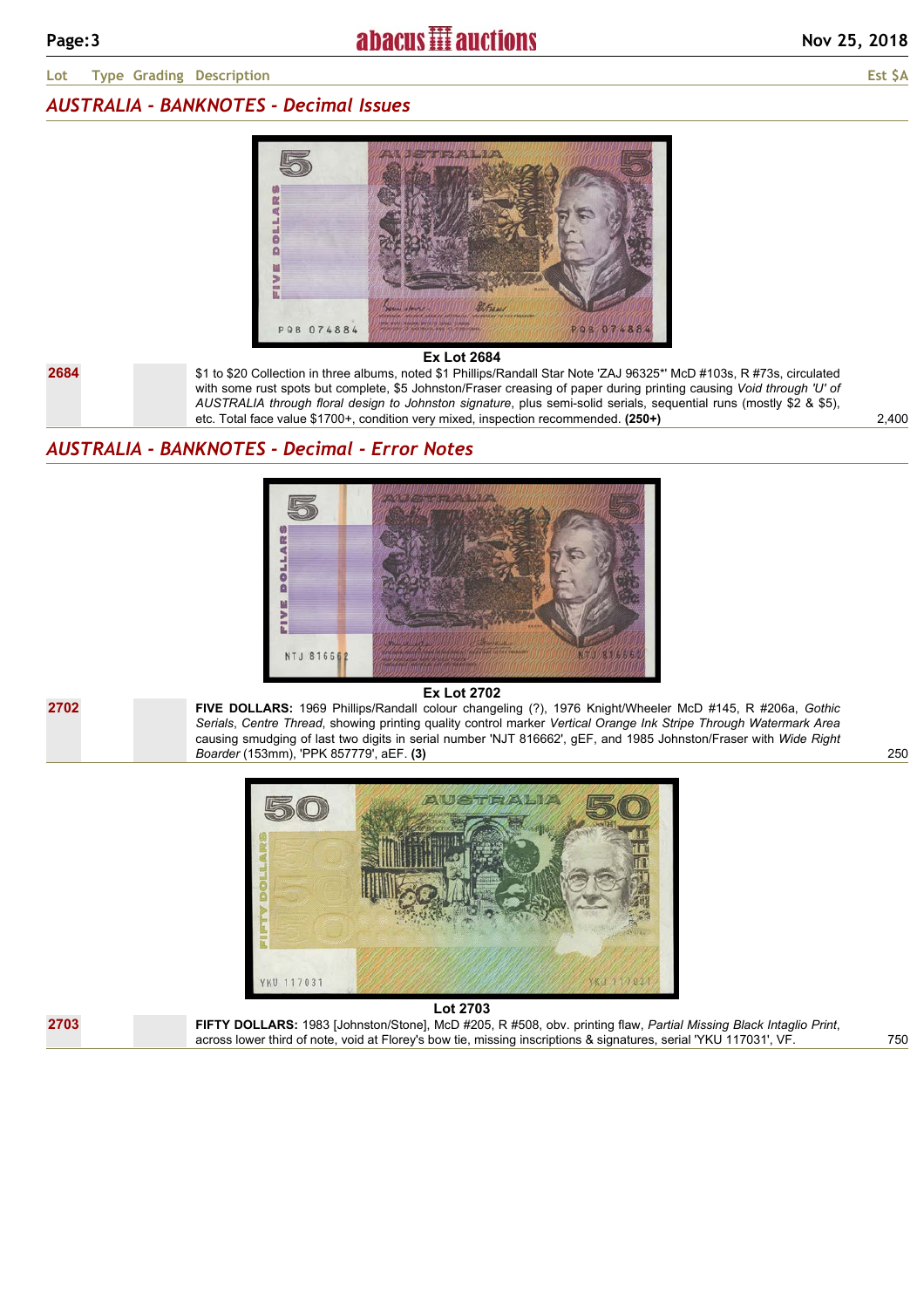| Lot | Type | Grading | Description | Est $A |
|---|---|---|---|---|

## *AUSTRALIA - BANKNOTES - Decimal Issues*

**Ex Lot 2684**

| | | | | |
|---|---|---|---|---|
| 2684 | | | $1 to $20 Collection in three albums, noted $1 Phillips/Randall Star Note 'ZAJ 96325*' McD #103s, R #73s, circulated with some rust spots but complete, $5 Johnston/Fraser creasing of paper during printing causing *Void through 'U' of AUSTRALIA through floral design to Johnston signature*, plus semi-solid serials, sequential runs (mostly $2 & $5), etc. Total face value $1700+, condition very mixed, inspection recommended. **(250+)** | 2,400 |

## *AUSTRALIA - BANKNOTES - Decimal - Error Notes*

**Ex Lot 2702**

| | | | | |
|---|---|---|---|---|
| 2702 | | | **FIVE DOLLARS:** 1969 Phillips/Randall colour changeling (?), 1976 Knight/Wheeler McD #145, R #206a, *Gothic Serials*, *Centre Thread*, showing printing quality control marker *Vertical Orange Ink Stripe Through Watermark Area* causing smudging of last two digits in serial number 'NJT 816662', gEF, and 1985 Johnston/Fraser with *Wide Right Boarder* (153mm), 'PPK 857779', aEF. **(3)** | 250 |

**Lot 2703**

| | | | | |
|---|---|---|---|---|
| 2703 | | | **FIFTY DOLLARS:** 1983 [Johnston/Stone], McD #205, R #508, obv. printing flaw, *Partial Missing Black Intaglio Print*, across lower third of note, void at Florey's bow tie, missing inscriptions & signatures, serial 'YKU 117031', VF. | 750 |